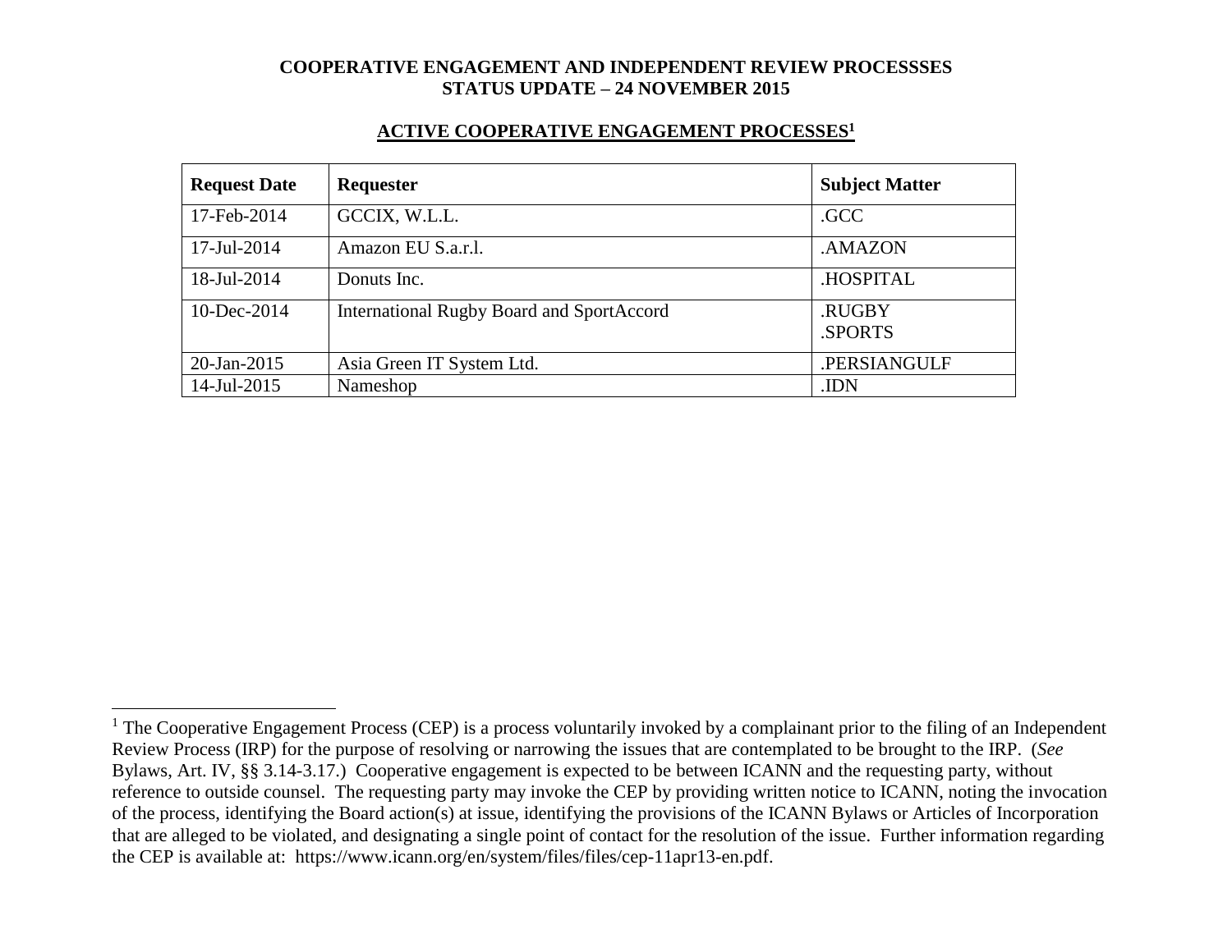**COOPERATIVE ENGAGEMENT AND INDEPENDENT REVIEW PROCESSSES**
**STATUS UPDATE – 24 NOVEMBER 2015**

## ACTIVE COOPERATIVE ENGAGEMENT PROCESSES[1]

| Request Date | Requester | Subject Matter |
|---|---|---|
| 17-Feb-2014 | GCCIX, W.L.L. | .GCC |
| 17-Jul-2014 | Amazon EU S.a.r.l. | .AMAZON |
| 18-Jul-2014 | Donuts Inc. | .HOSPITAL |
| 10-Dec-2014 | International Rugby Board and SportAccord | .RUGBY<br>.SPORTS |
| 20-Jan-2015 | Asia Green IT System Ltd. | .PERSIANGULF |
| 14-Jul-2015 | Nameshop | .IDN |

[1] The Cooperative Engagement Process (CEP) is a process voluntarily invoked by a complainant prior to the filing of an Independent Review Process (IRP) for the purpose of resolving or narrowing the issues that are contemplated to be brought to the IRP. (*See* Bylaws, Art. IV, §§ 3.14-3.17.) Cooperative engagement is expected to be between ICANN and the requesting party, without reference to outside counsel. The requesting party may invoke the CEP by providing written notice to ICANN, noting the invocation of the process, identifying the Board action(s) at issue, identifying the provisions of the ICANN Bylaws or Articles of Incorporation that are alleged to be violated, and designating a single point of contact for the resolution of the issue. Further information regarding the CEP is available at: https://www.icann.org/en/system/files/files/cep-11apr13-en.pdf.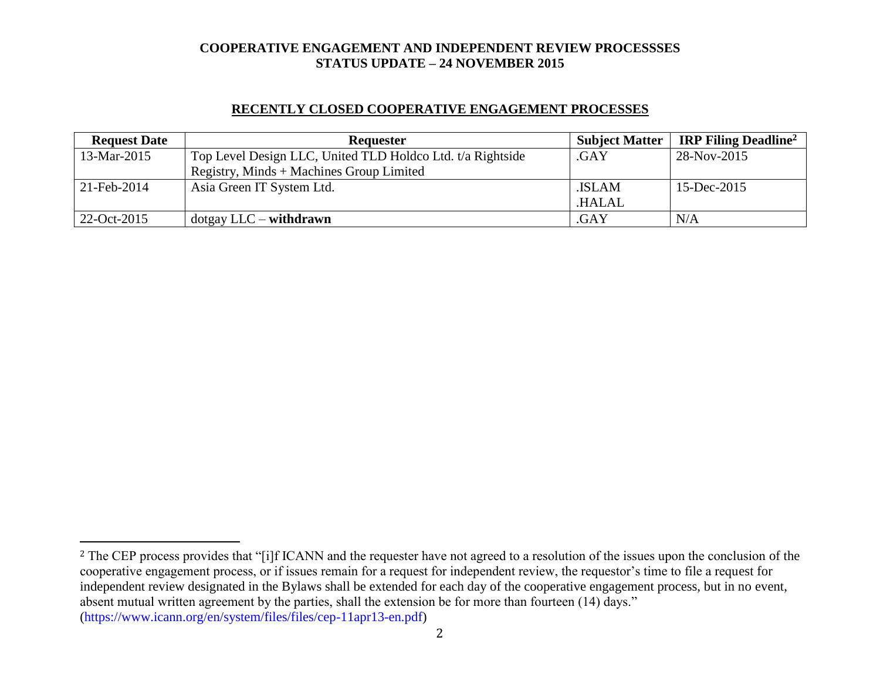**COOPERATIVE ENGAGEMENT AND INDEPENDENT REVIEW PROCESSSES**
**STATUS UPDATE – 24 NOVEMBER 2015**

## RECENTLY CLOSED COOPERATIVE ENGAGEMENT PROCESSES

| Request Date | Requester | Subject Matter | IRP Filing Deadline[2] |
|---|---|---|---|
| 13-Mar-2015 | Top Level Design LLC, United TLD Holdco Ltd. t/a Rightside Registry, Minds + Machines Group Limited | .GAY | 28-Nov-2015 |
| 21-Feb-2014 | Asia Green IT System Ltd. | .ISLAM .HALAL | 15-Dec-2015 |
| 22-Oct-2015 | dotgay LLC – **withdrawn** | .GAY | N/A |

---

[2] The CEP process provides that "[i]f ICANN and the requester have not agreed to a resolution of the issues upon the conclusion of the cooperative engagement process, or if issues remain for a request for independent review, the requestor's time to file a request for independent review designated in the Bylaws shall be extended for each day of the cooperative engagement process, but in no event, absent mutual written agreement by the parties, shall the extension be for more than fourteen (14) days." (https://www.icann.org/en/system/files/files/cep-11apr13-en.pdf)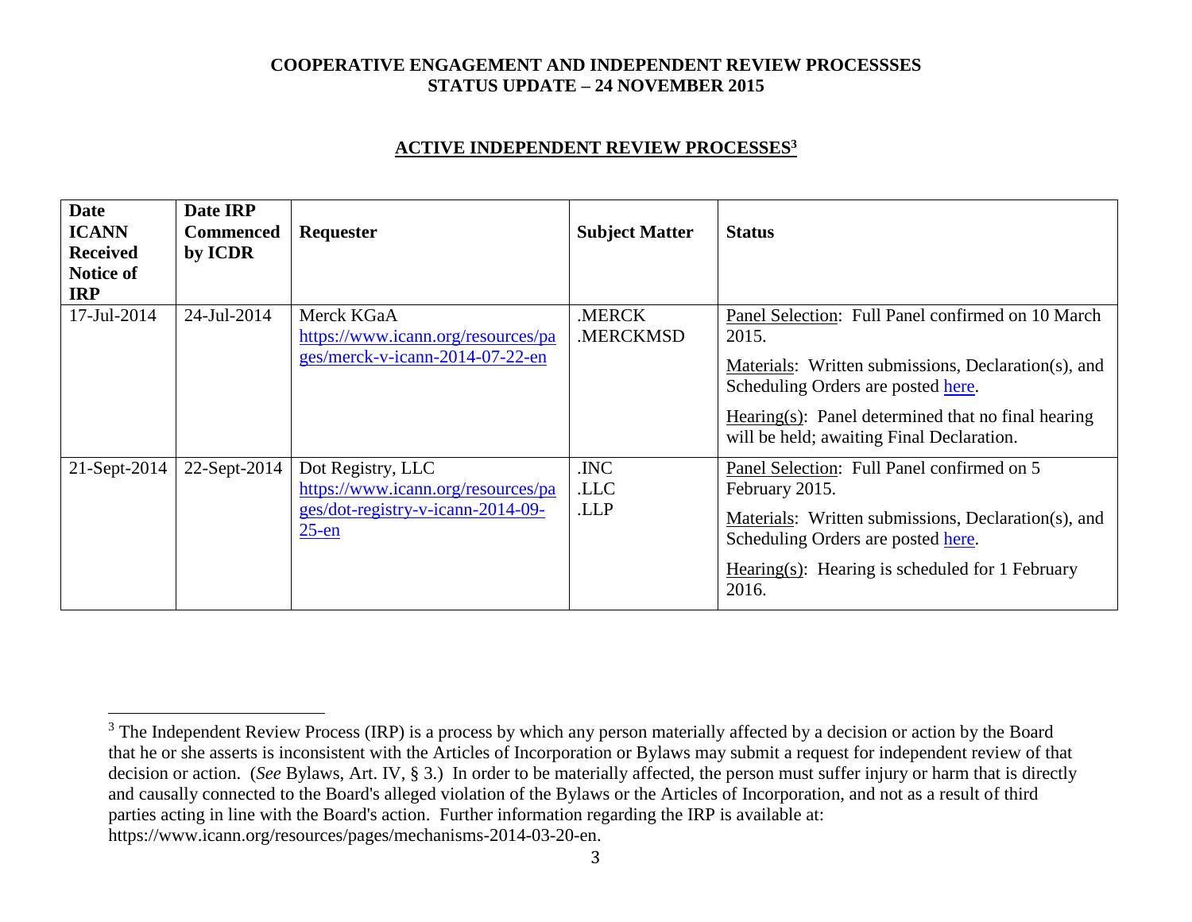**COOPERATIVE ENGAGEMENT AND INDEPENDENT REVIEW PROCESSSES**
**STATUS UPDATE – 24 NOVEMBER 2015**

## ACTIVE INDEPENDENT REVIEW PROCESSES[3]

| Date ICANN Received Notice of IRP | Date IRP Commenced by ICDR | Requester | Subject Matter | Status |
|---|---|---|---|---|
| 17-Jul-2014 | 24-Jul-2014 | Merck KGaA https://www.icann.org/resources/pages/merck-v-icann-2014-07-22-en | .MERCK .MERCKMSD | Panel Selection: Full Panel confirmed on 10 March 2015. Materials: Written submissions, Declaration(s), and Scheduling Orders are posted here. Hearing(s): Panel determined that no final hearing will be held; awaiting Final Declaration. |
| 21-Sept-2014 | 22-Sept-2014 | Dot Registry, LLC https://www.icann.org/resources/pages/dot-registry-v-icann-2014-09-25-en | .INC .LLC .LLP | Panel Selection: Full Panel confirmed on 5 February 2015. Materials: Written submissions, Declaration(s), and Scheduling Orders are posted here. Hearing(s): Hearing is scheduled for 1 February 2016. |

[3] The Independent Review Process (IRP) is a process by which any person materially affected by a decision or action by the Board that he or she asserts is inconsistent with the Articles of Incorporation or Bylaws may submit a request for independent review of that decision or action. (*See* Bylaws, Art. IV, § 3.) In order to be materially affected, the person must suffer injury or harm that is directly and causally connected to the Board's alleged violation of the Bylaws or the Articles of Incorporation, and not as a result of third parties acting in line with the Board's action. Further information regarding the IRP is available at: https://www.icann.org/resources/pages/mechanisms-2014-03-20-en.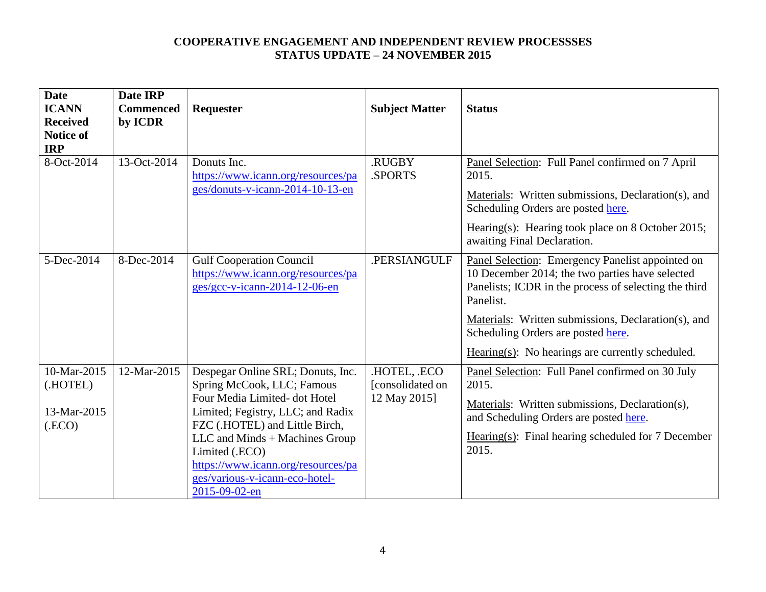**COOPERATIVE ENGAGEMENT AND INDEPENDENT REVIEW PROCESSSES**
**STATUS UPDATE – 24 NOVEMBER 2015**

| Date ICANN Received Notice of IRP | Date IRP Commenced by ICDR | Requester | Subject Matter | Status |
|---|---|---|---|---|
| 8-Oct-2014 | 13-Oct-2014 | Donuts Inc. https://www.icann.org/resources/pages/donuts-v-icann-2014-10-13-en | .RUGBY .SPORTS | Panel Selection: Full Panel confirmed on 7 April 2015. Materials: Written submissions, Declaration(s), and Scheduling Orders are posted here. Hearing(s): Hearing took place on 8 October 2015; awaiting Final Declaration. |
| 5-Dec-2014 | 8-Dec-2014 | Gulf Cooperation Council https://www.icann.org/resources/pages/gcc-v-icann-2014-12-06-en | .PERSIANGULF | Panel Selection: Emergency Panelist appointed on 10 December 2014; the two parties have selected Panelists; ICDR in the process of selecting the third Panelist. Materials: Written submissions, Declaration(s), and Scheduling Orders are posted here. Hearing(s): No hearings are currently scheduled. |
| 10-Mar-2015 (.HOTEL) 13-Mar-2015 (.ECO) | 12-Mar-2015 | Despegar Online SRL; Donuts, Inc. Spring McCook, LLC; Famous Four Media Limited- dot Hotel Limited; Fegistry, LLC; and Radix FZC (.HOTEL) and Little Birch, LLC and Minds + Machines Group Limited (.ECO) https://www.icann.org/resources/pages/various-v-icann-eco-hotel-2015-09-02-en | .HOTEL, .ECO [consolidated on 12 May 2015] | Panel Selection: Full Panel confirmed on 30 July 2015. Materials: Written submissions, Declaration(s), and Scheduling Orders are posted here. Hearing(s): Final hearing scheduled for 7 December 2015. |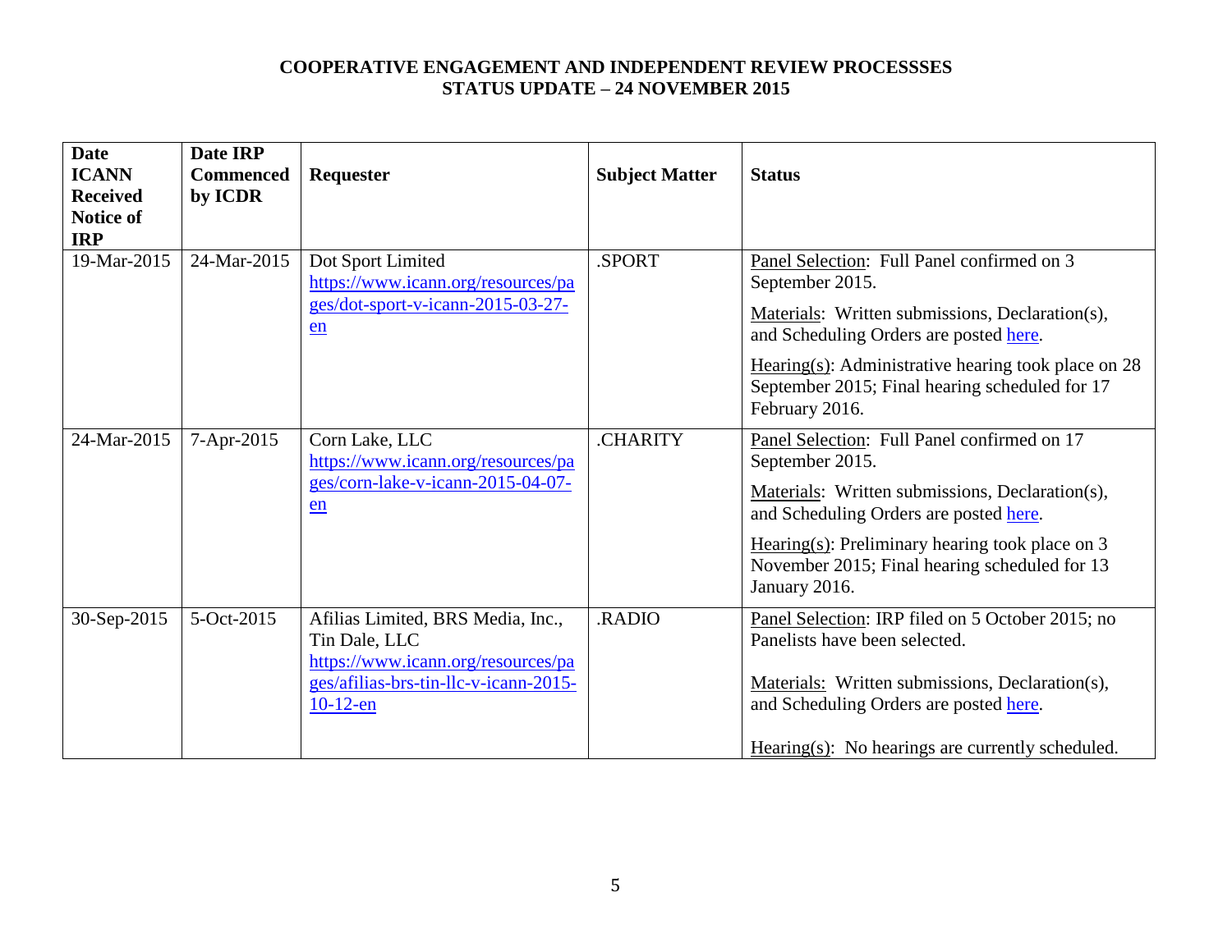**COOPERATIVE ENGAGEMENT AND INDEPENDENT REVIEW PROCESSSES**
**STATUS UPDATE – 24 NOVEMBER 2015**

| Date ICANN Received Notice of IRP | Date IRP Commenced by ICDR | Requester | Subject Matter | Status |
|---|---|---|---|---|
| 19-Mar-2015 | 24-Mar-2015 | Dot Sport Limited https://www.icann.org/resources/pages/dot-sport-v-icann-2015-03-27-en | .SPORT | Panel Selection: Full Panel confirmed on 3 September 2015. <br><br> Materials: Written submissions, Declaration(s), and Scheduling Orders are posted here. <br><br> Hearing(s): Administrative hearing took place on 28 September 2015; Final hearing scheduled for 17 February 2016. |
| 24-Mar-2015 | 7-Apr-2015 | Corn Lake, LLC https://www.icann.org/resources/pages/corn-lake-v-icann-2015-04-07-en | .CHARITY | Panel Selection: Full Panel confirmed on 17 September 2015. <br><br> Materials: Written submissions, Declaration(s), and Scheduling Orders are posted here. <br><br> Hearing(s): Preliminary hearing took place on 3 November 2015; Final hearing scheduled for 13 January 2016. |
| 30-Sep-2015 | 5-Oct-2015 | Afilias Limited, BRS Media, Inc., Tin Dale, LLC https://www.icann.org/resources/pages/afilias-brs-tin-llc-v-icann-2015-10-12-en | .RADIO | Panel Selection: IRP filed on 5 October 2015; no Panelists have been selected. <br><br> Materials: Written submissions, Declaration(s), and Scheduling Orders are posted here. <br><br> Hearing(s): No hearings are currently scheduled. |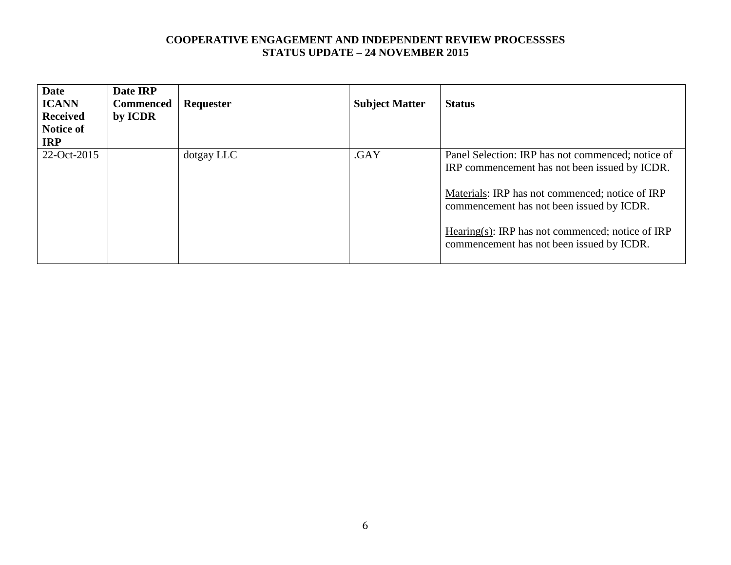**COOPERATIVE ENGAGEMENT AND INDEPENDENT REVIEW PROCESSSES**
**STATUS UPDATE – 24 NOVEMBER 2015**

| Date ICANN Received Notice of IRP | Date IRP Commenced by ICDR | Requester | Subject Matter | Status |
|---|---|---|---|---|
| 22-Oct-2015 | | dotgay LLC | .GAY | Panel Selection: IRP has not commenced; notice of IRP commencement has not been issued by ICDR.<br><br>Materials: IRP has not commenced; notice of IRP commencement has not been issued by ICDR.<br><br>Hearing(s): IRP has not commenced; notice of IRP commencement has not been issued by ICDR. |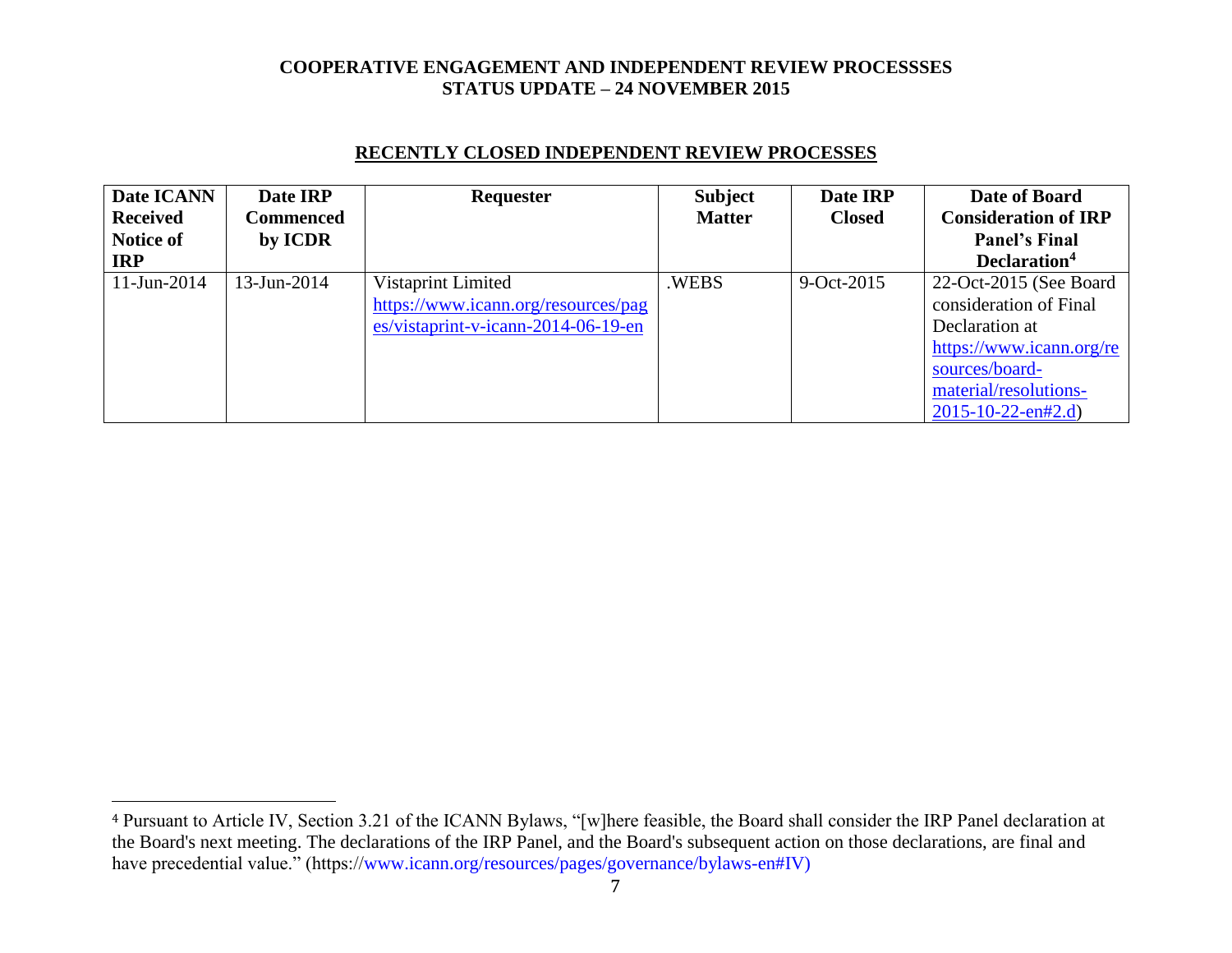## COOPERATIVE ENGAGEMENT AND INDEPENDENT REVIEW PROCESSSES
## STATUS UPDATE – 24 NOVEMBER 2015

### RECENTLY CLOSED INDEPENDENT REVIEW PROCESSES

| Date ICANN Received Notice of IRP | Date IRP Commenced by ICDR | Requester | Subject Matter | Date IRP Closed | Date of Board Consideration of IRP Panel's Final Declaration[4] |
|---|---|---|---|---|---|
| 11-Jun-2014 | 13-Jun-2014 | Vistaprint Limited https://www.icann.org/resources/pages/vistaprint-v-icann-2014-06-19-en | .WEBS | 9-Oct-2015 | 22-Oct-2015 (See Board consideration of Final Declaration at https://www.icann.org/resources/board-material/resolutions-2015-10-22-en#2.d) |

[4] Pursuant to Article IV, Section 3.21 of the ICANN Bylaws, "[w]here feasible, the Board shall consider the IRP Panel declaration at the Board's next meeting. The declarations of the IRP Panel, and the Board's subsequent action on those declarations, are final and have precedential value." (https://www.icann.org/resources/pages/governance/bylaws-en#IV)